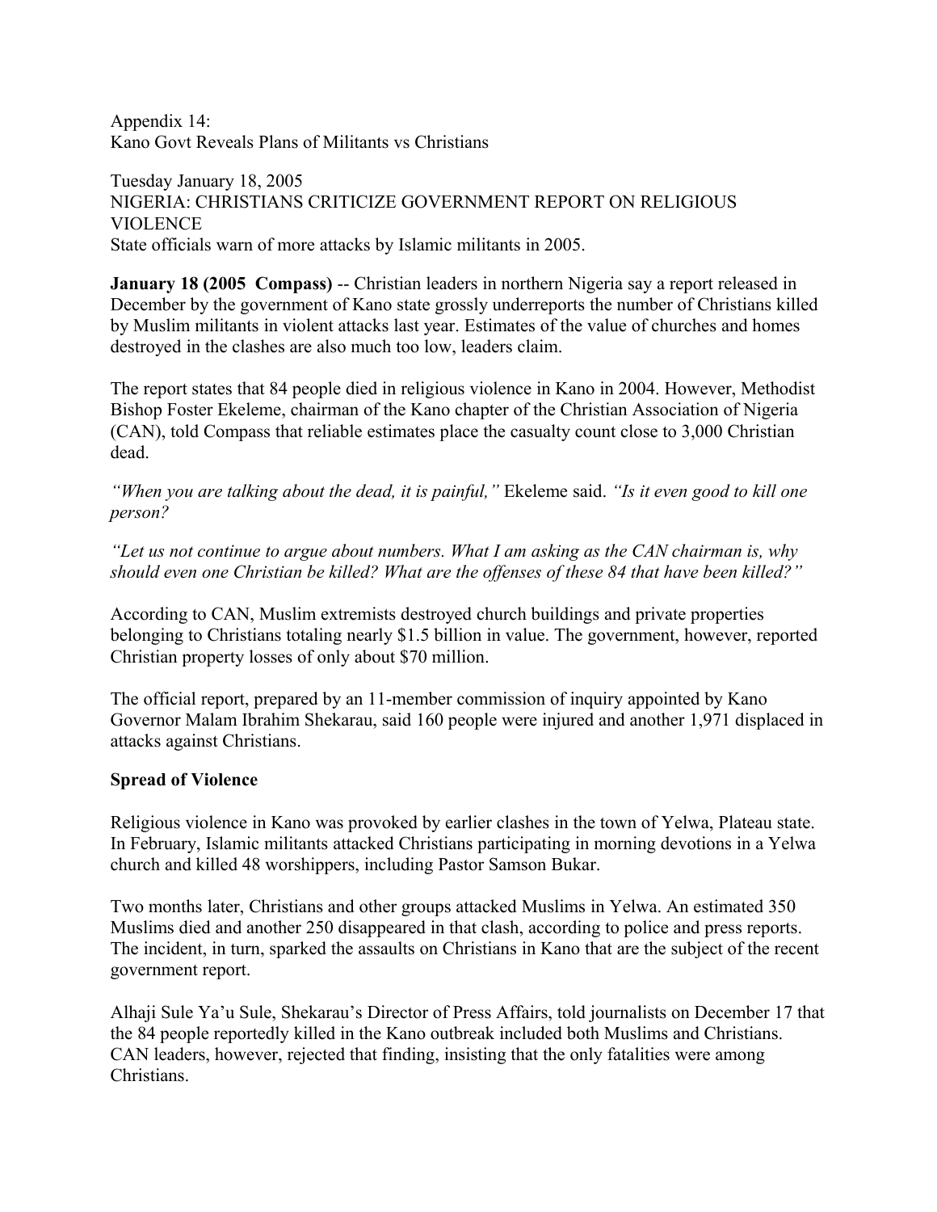Appendix 14:
Kano Govt Reveals Plans of Militants vs Christians

Tuesday January 18, 2005
NIGERIA: CHRISTIANS CRITICIZE GOVERNMENT REPORT ON RELIGIOUS VIOLENCE
State officials warn of more attacks by Islamic militants in 2005.

**January 18 (2005 Compass)** -- Christian leaders in northern Nigeria say a report released in December by the government of Kano state grossly underreports the number of Christians killed by Muslim militants in violent attacks last year. Estimates of the value of churches and homes destroyed in the clashes are also much too low, leaders claim.

The report states that 84 people died in religious violence in Kano in 2004. However, Methodist Bishop Foster Ekeleme, chairman of the Kano chapter of the Christian Association of Nigeria (CAN), told Compass that reliable estimates place the casualty count close to 3,000 Christian dead.

*"When you are talking about the dead, it is painful,"* Ekeleme said. *"Is it even good to kill one person?*

*"Let us not continue to argue about numbers. What I am asking as the CAN chairman is, why should even one Christian be killed? What are the offenses of these 84 that have been killed?"*

According to CAN, Muslim extremists destroyed church buildings and private properties belonging to Christians totaling nearly $1.5 billion in value. The government, however, reported Christian property losses of only about $70 million.

The official report, prepared by an 11-member commission of inquiry appointed by Kano Governor Malam Ibrahim Shekarau, said 160 people were injured and another 1,971 displaced in attacks against Christians.

**Spread of Violence**

Religious violence in Kano was provoked by earlier clashes in the town of Yelwa, Plateau state. In February, Islamic militants attacked Christians participating in morning devotions in a Yelwa church and killed 48 worshippers, including Pastor Samson Bukar.

Two months later, Christians and other groups attacked Muslims in Yelwa. An estimated 350 Muslims died and another 250 disappeared in that clash, according to police and press reports. The incident, in turn, sparked the assaults on Christians in Kano that are the subject of the recent government report.

Alhaji Sule Ya'u Sule, Shekarau's Director of Press Affairs, told journalists on December 17 that the 84 people reportedly killed in the Kano outbreak included both Muslims and Christians. CAN leaders, however, rejected that finding, insisting that the only fatalities were among Christians.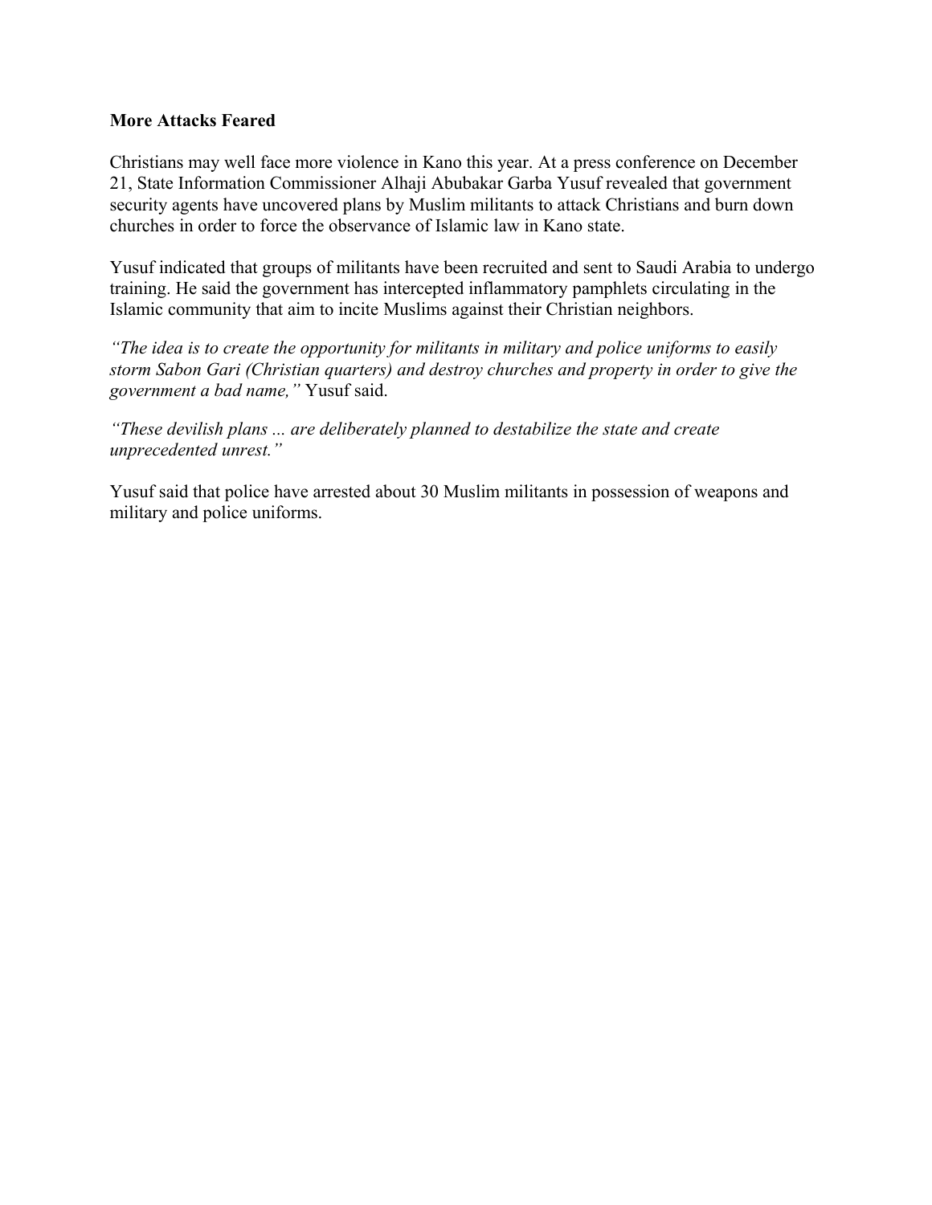**More Attacks Feared**

Christians may well face more violence in Kano this year. At a press conference on December 21, State Information Commissioner Alhaji Abubakar Garba Yusuf revealed that government security agents have uncovered plans by Muslim militants to attack Christians and burn down churches in order to force the observance of Islamic law in Kano state.

Yusuf indicated that groups of militants have been recruited and sent to Saudi Arabia to undergo training. He said the government has intercepted inflammatory pamphlets circulating in the Islamic community that aim to incite Muslims against their Christian neighbors.

*"The idea is to create the opportunity for militants in military and police uniforms to easily storm Sabon Gari (Christian quarters) and destroy churches and property in order to give the government a bad name,"* Yusuf said.

*"These devilish plans ... are deliberately planned to destabilize the state and create unprecedented unrest."*

Yusuf said that police have arrested about 30 Muslim militants in possession of weapons and military and police uniforms.